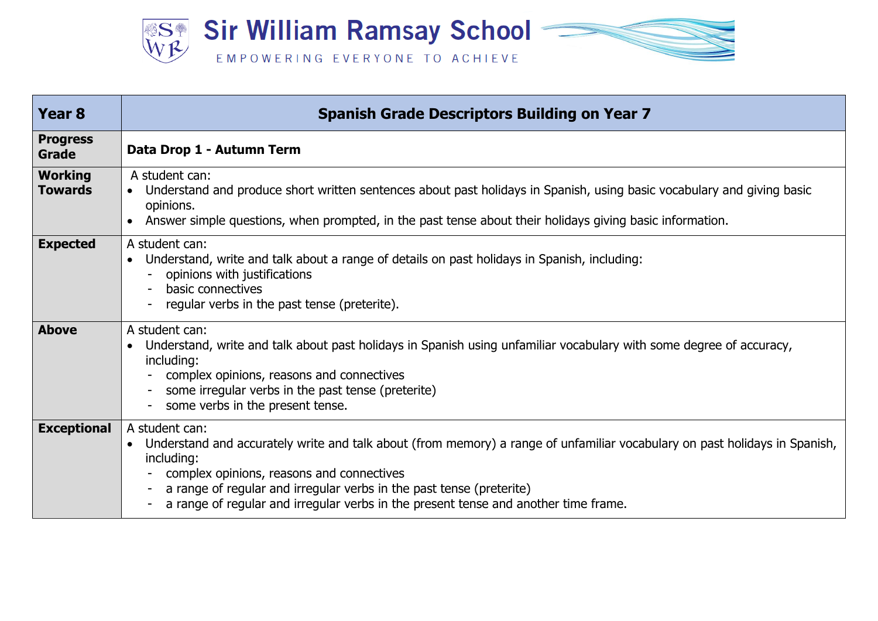# Sir William Ramsay School

EMPOWERING EVERYONE TO ACHIEVE

| Year 8 | Spanish Grade Descriptors Building on Year 7 |
|---|---|
| **Progress Grade** | **Data Drop 1 - Autumn Term** |
| **Working Towards** | A student can:<br>• Understand and produce short written sentences about past holidays in Spanish, using basic vocabulary and giving basic opinions.<br>• Answer simple questions, when prompted, in the past tense about their holidays giving basic information. |
| **Expected** | A student can:<br>• Understand, write and talk about a range of details on past holidays in Spanish, including:<br>- opinions with justifications<br>- basic connectives<br>- regular verbs in the past tense (preterite). |
| **Above** | A student can:<br>• Understand, write and talk about past holidays in Spanish using unfamiliar vocabulary with some degree of accuracy, including:<br>- complex opinions, reasons and connectives<br>- some irregular verbs in the past tense (preterite)<br>- some verbs in the present tense. |
| **Exceptional** | A student can:<br>• Understand and accurately write and talk about (from memory) a range of unfamiliar vocabulary on past holidays in Spanish, including:<br>- complex opinions, reasons and connectives<br>- a range of regular and irregular verbs in the past tense (preterite)<br>- a range of regular and irregular verbs in the present tense and another time frame. |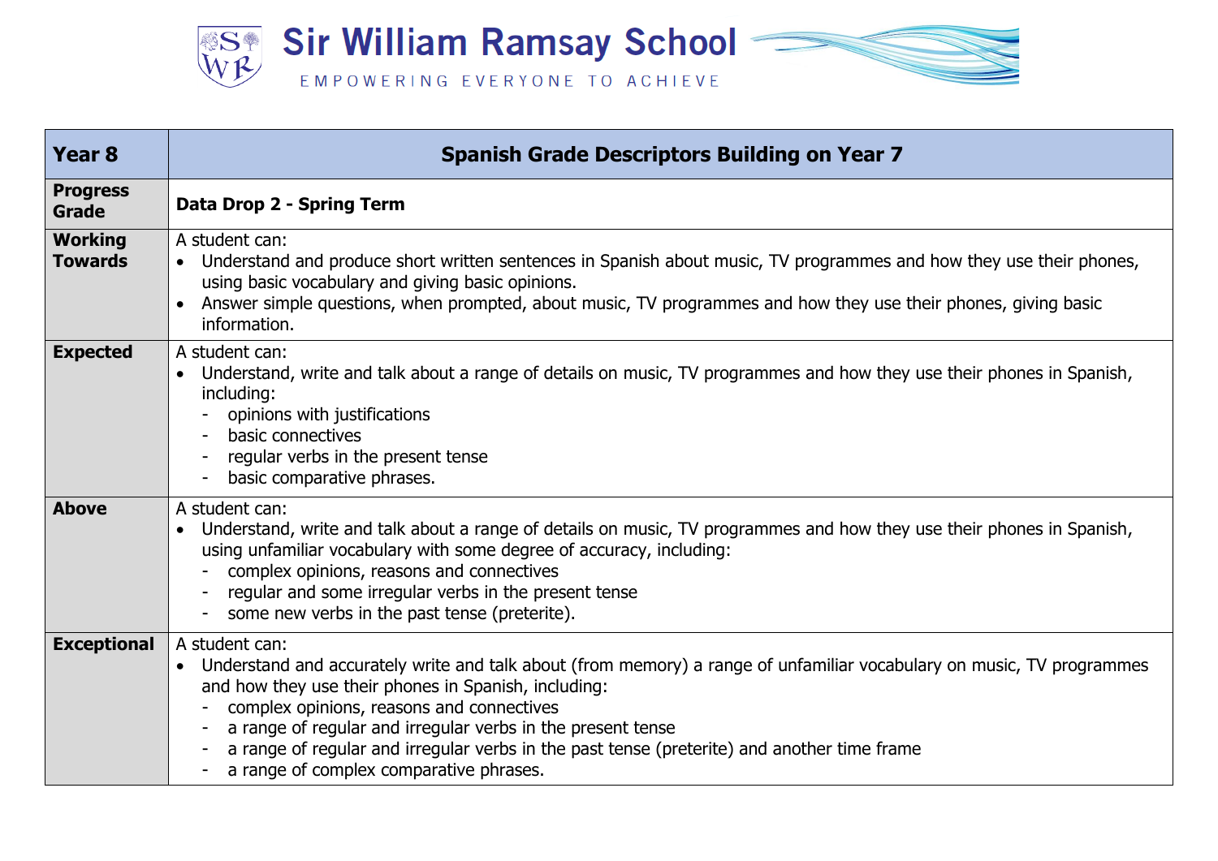# Sir William Ramsay School

EMPOWERING EVERYONE TO ACHIEVE

| Year 8 | Spanish Grade Descriptors Building on Year 7 |
|---|---|
| **Progress Grade** | **Data Drop 2 - Spring Term** |
| **Working Towards** | A student can:<br>• Understand and produce short written sentences in Spanish about music, TV programmes and how they use their phones, using basic vocabulary and giving basic opinions.<br>• Answer simple questions, when prompted, about music, TV programmes and how they use their phones, giving basic information. |
| **Expected** | A student can:<br>• Understand, write and talk about a range of details on music, TV programmes and how they use their phones in Spanish, including:<br>- opinions with justifications<br>- basic connectives<br>- regular verbs in the present tense<br>- basic comparative phrases. |
| **Above** | A student can:<br>• Understand, write and talk about a range of details on music, TV programmes and how they use their phones in Spanish, using unfamiliar vocabulary with some degree of accuracy, including:<br>- complex opinions, reasons and connectives<br>- regular and some irregular verbs in the present tense<br>- some new verbs in the past tense (preterite). |
| **Exceptional** | A student can:<br>• Understand and accurately write and talk about (from memory) a range of unfamiliar vocabulary on music, TV programmes and how they use their phones in Spanish, including:<br>- complex opinions, reasons and connectives<br>- a range of regular and irregular verbs in the present tense<br>- a range of regular and irregular verbs in the past tense (preterite) and another time frame<br>- a range of complex comparative phrases. |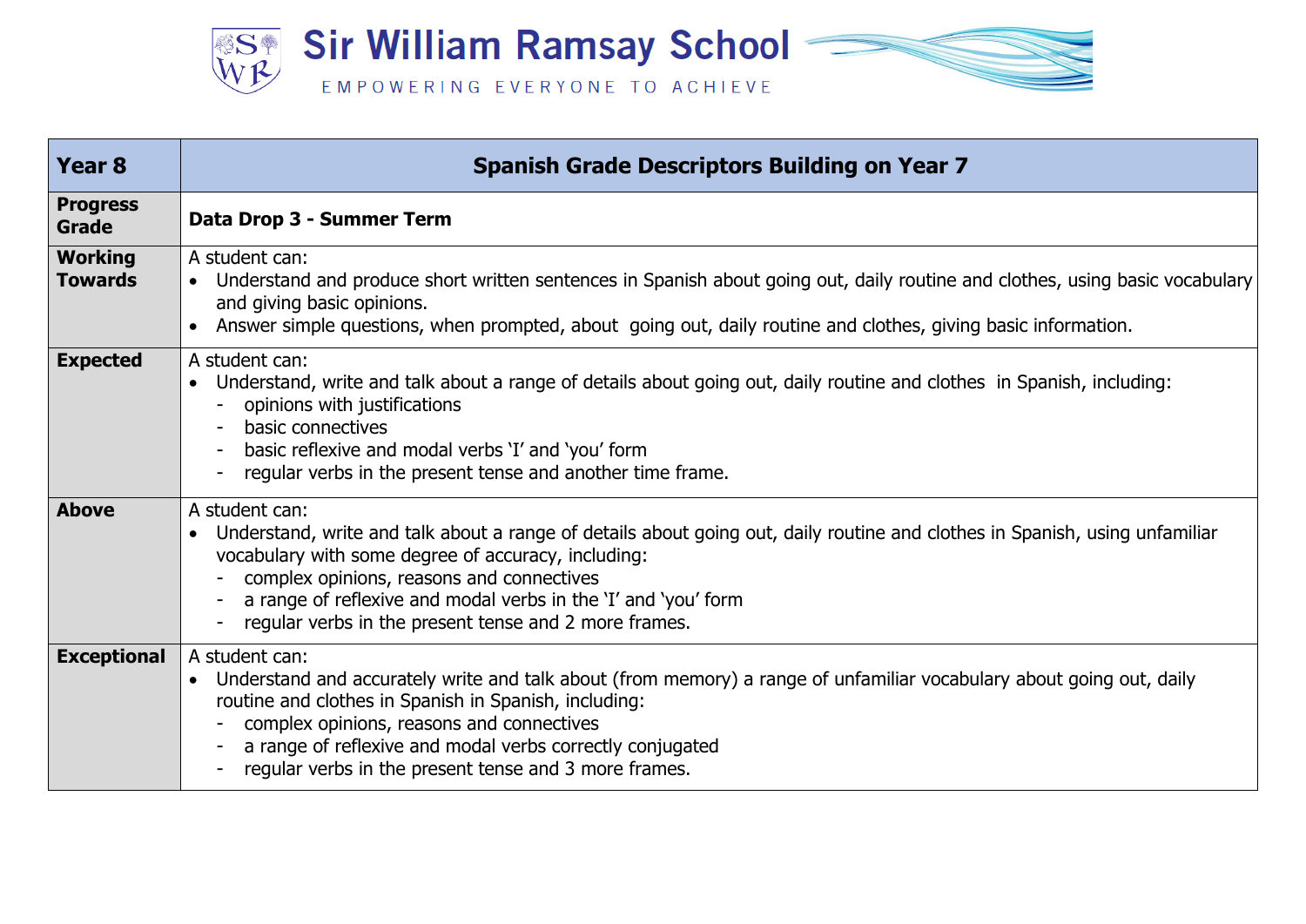Sir William Ramsay School

EMPOWERING EVERYONE TO ACHIEVE

| Year 8 | Spanish Grade Descriptors Building on Year 7 |
|---|---|
| **Progress Grade** | **Data Drop 3 - Summer Term** |
| **Working Towards** | A student can:<br>• Understand and produce short written sentences in Spanish about going out, daily routine and clothes, using basic vocabulary and giving basic opinions.<br>• Answer simple questions, when prompted, about going out, daily routine and clothes, giving basic information. |
| **Expected** | A student can:<br>• Understand, write and talk about a range of details about going out, daily routine and clothes in Spanish, including:<br>- opinions with justifications<br>- basic connectives<br>- basic reflexive and modal verbs 'I' and 'you' form<br>- regular verbs in the present tense and another time frame. |
| **Above** | A student can:<br>• Understand, write and talk about a range of details about going out, daily routine and clothes in Spanish, using unfamiliar vocabulary with some degree of accuracy, including:<br>- complex opinions, reasons and connectives<br>- a range of reflexive and modal verbs in the 'I' and 'you' form<br>- regular verbs in the present tense and 2 more frames. |
| **Exceptional** | A student can:<br>• Understand and accurately write and talk about (from memory) a range of unfamiliar vocabulary about going out, daily routine and clothes in Spanish in Spanish, including:<br>- complex opinions, reasons and connectives<br>- a range of reflexive and modal verbs correctly conjugated<br>- regular verbs in the present tense and 3 more frames. |